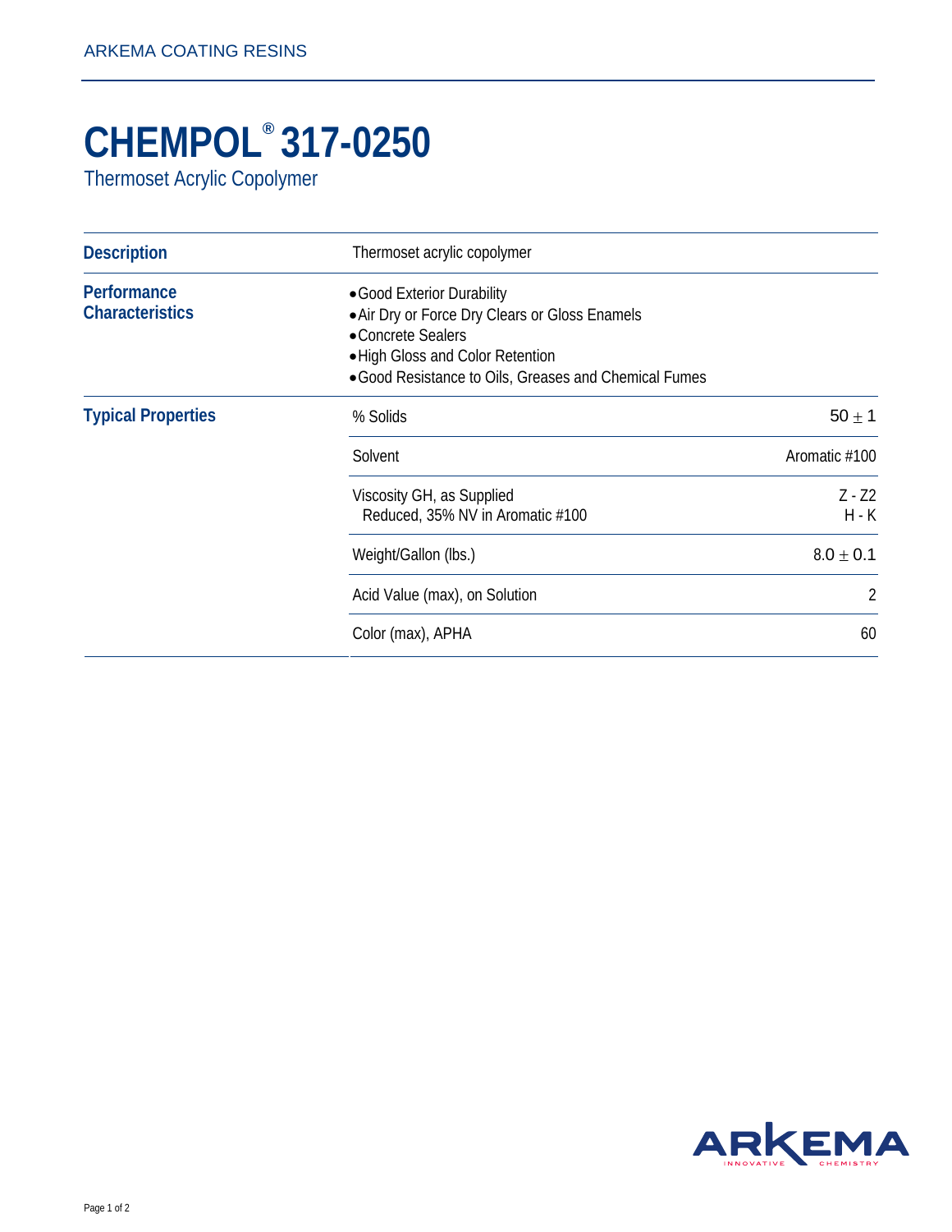# CHEMPOL® 317-0250

Thermoset Acrylic Copolymer

| | | |
|---|---|---|
| **Description** | Thermoset acrylic copolymer | |
| **Performance Characteristics** | • Good Exterior Durability<br>• Air Dry or Force Dry Clears or Gloss Enamels<br>• Concrete Sealers<br>• High Gloss and Color Retention<br>• Good Resistance to Oils, Greases and Chemical Fumes | |
| **Typical Properties** | % Solids | 50 ± 1 |
| | Solvent | Aromatic #100 |
| | Viscosity GH, as Supplied<br>Reduced, 35% NV in Aromatic #100 | Z - Z2<br>H - K |
| | Weight/Gallon (lbs.) | 8.0 ± 0.1 |
| | Acid Value (max), on Solution | 2 |
| | Color (max), APHA | 60 |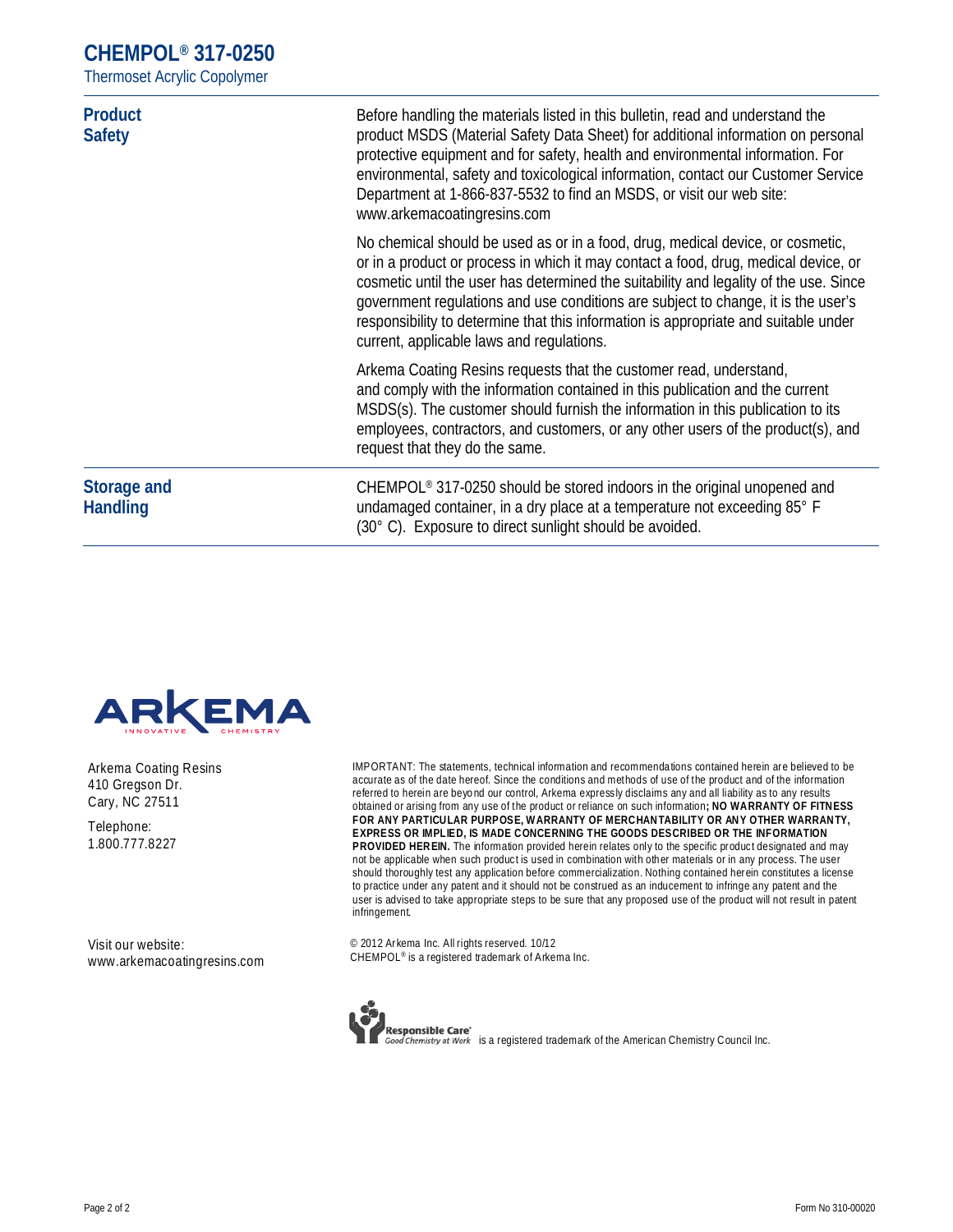# CHEMPOL® 317-0250

Thermoset Acrylic Copolymer

## Product Safety

Before handling the materials listed in this bulletin, read and understand the product MSDS (Material Safety Data Sheet) for additional information on personal protective equipment and for safety, health and environmental information. For environmental, safety and toxicological information, contact our Customer Service Department at 1-866-837-5532 to find an MSDS, or visit our web site: www.arkemacoatingresins.com

No chemical should be used as or in a food, drug, medical device, or cosmetic, or in a product or process in which it may contact a food, drug, medical device, or cosmetic until the user has determined the suitability and legality of the use. Since government regulations and use conditions are subject to change, it is the user's responsibility to determine that this information is appropriate and suitable under current, applicable laws and regulations.

Arkema Coating Resins requests that the customer read, understand, and comply with the information contained in this publication and the current MSDS(s). The customer should furnish the information in this publication to its employees, contractors, and customers, or any other users of the product(s), and request that they do the same.

## Storage and Handling

CHEMPOL® 317-0250 should be stored indoors in the original unopened and undamaged container, in a dry place at a temperature not exceeding 85° F (30° C). Exposure to direct sunlight should be avoided.

ARKEMA
INNOVATIVE CHEMISTRY

Arkema Coating Resins
410 Gregson Dr.
Cary, NC 27511

Telephone:
1.800.777.8227

Visit our website:
www.arkemacoatingresins.com

IMPORTANT: The statements, technical information and recommendations contained herein are believed to be accurate as of the date hereof. Since the conditions and methods of use of the product and of the information referred to herein are beyond our control, Arkema expressly disclaims any and all liability as to any results obtained or arising from any use of the product or reliance on such information**; NO WARRANTY OF FITNESS FOR ANY PARTICULAR PURPOSE, WARRANTY OF MERCHANTABILITY OR ANY OTHER WARRANTY, EXPRESS OR IMPLIED, IS MADE CONCERNING THE GOODS DESCRIBED OR THE INFORMATION PROVIDED HEREIN.** The information provided herein relates only to the specific product designated and may not be applicable when such product is used in combination with other materials or in any process. The user should thoroughly test any application before commercialization. Nothing contained herein constitutes a license to practice under any patent and it should not be construed as an inducement to infringe any patent and the user is advised to take appropriate steps to be sure that any proposed use of the product will not result in patent infringement.

© 2012 Arkema Inc. All rights reserved. 10/12
CHEMPOL® is a registered trademark of Arkema Inc.

Responsible Care® Good Chemistry at Work is a registered trademark of the American Chemistry Council Inc.

Form No 310-00020